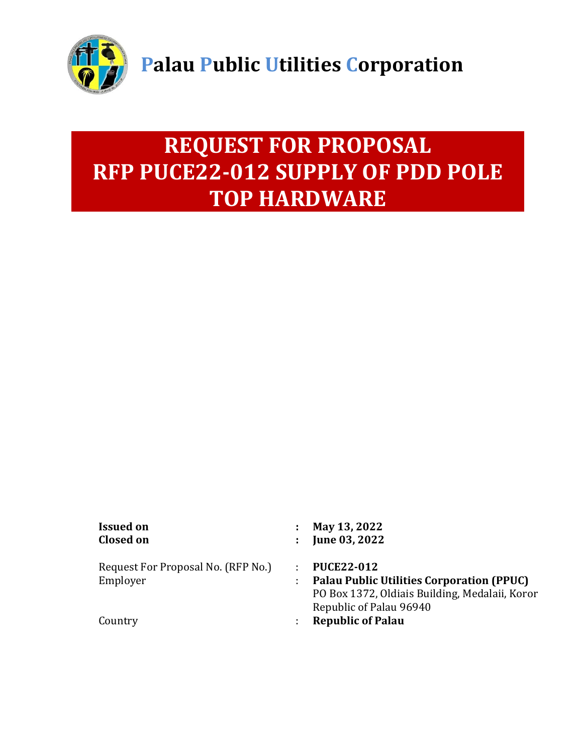# Palau Public Utilities Corporation

# REQUEST FOR PROPOSAL
# RFP PUCE22-012 SUPPLY OF PDD POLE TOP HARDWARE

| | | |
|---|---|---|
| **Issued on** | **:** | **May 13, 2022** |
| **Closed on** | **:** | **June 03, 2022** |
| | | |
| Request For Proposal No. (RFP No.) | : | **PUCE22-012** |
| Employer | : | **Palau Public Utilities Corporation (PPUC)**<br>PO Box 1372, Oldiais Building, Medalaii, Koror<br>Republic of Palau 96940 |
| Country | : | **Republic of Palau** |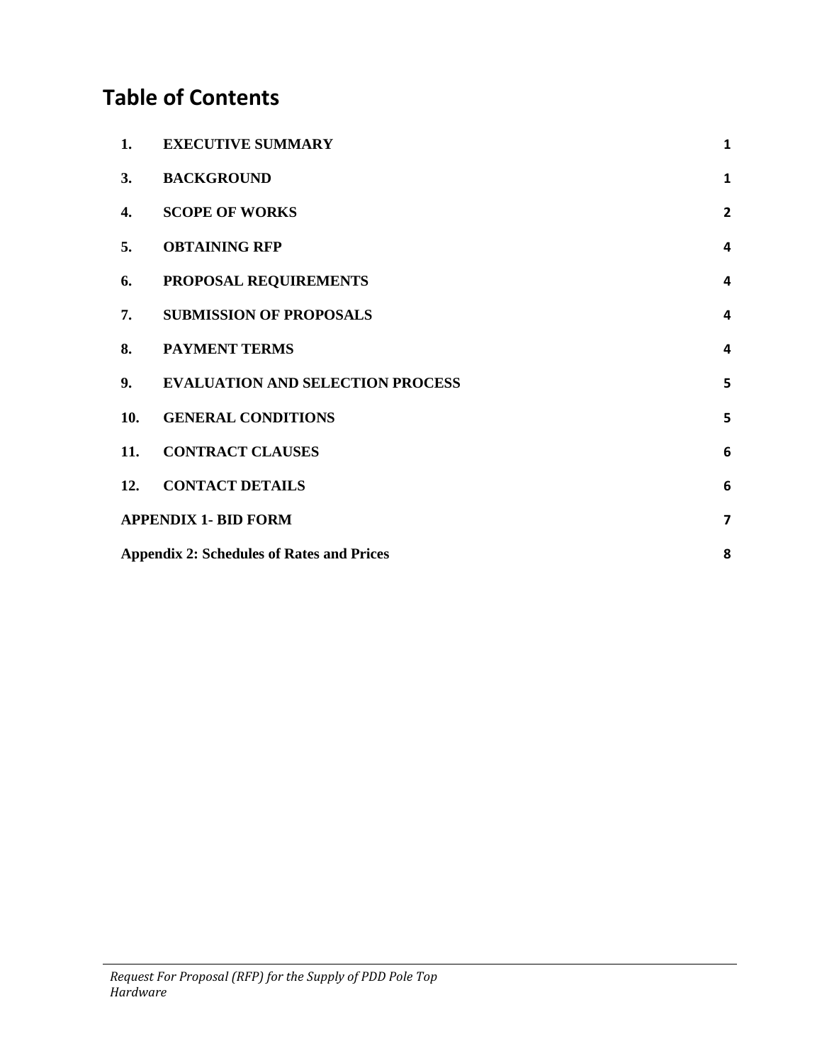# Table of Contents

| | | |
|---|---|---|
| 1. | EXECUTIVE SUMMARY | 1 |
| 3. | BACKGROUND | 1 |
| 4. | SCOPE OF WORKS | 2 |
| 5. | OBTAINING RFP | 4 |
| 6. | PROPOSAL REQUIREMENTS | 4 |
| 7. | SUBMISSION OF PROPOSALS | 4 |
| 8. | PAYMENT TERMS | 4 |
| 9. | EVALUATION AND SELECTION PROCESS | 5 |
| 10. | GENERAL CONDITIONS | 5 |
| 11. | CONTRACT CLAUSES | 6 |
| 12. | CONTACT DETAILS | 6 |
| APPENDIX 1- BID FORM | | 7 |
| Appendix 2: Schedules of Rates and Prices | | 8 |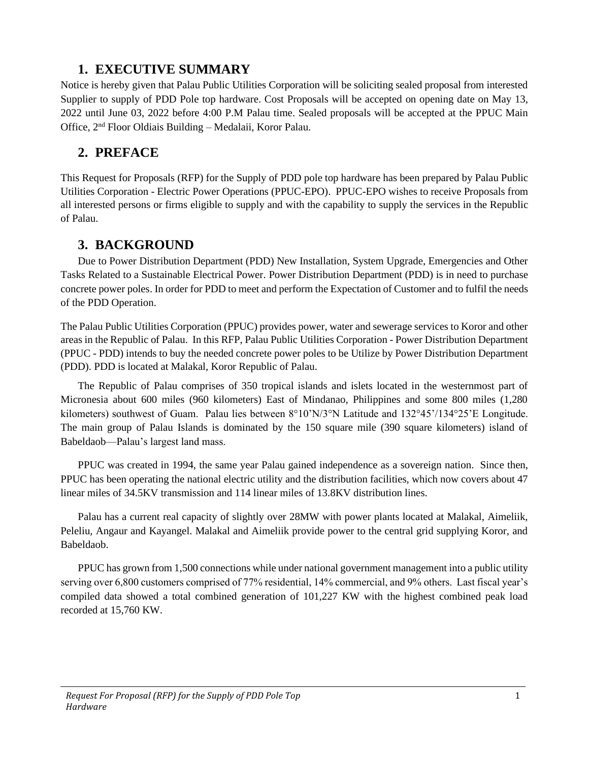## 1. EXECUTIVE SUMMARY

Notice is hereby given that Palau Public Utilities Corporation will be soliciting sealed proposal from interested Supplier to supply of PDD Pole top hardware. Cost Proposals will be accepted on opening date on May 13, 2022 until June 03, 2022 before 4:00 P.M Palau time. Sealed proposals will be accepted at the PPUC Main Office, 2nd Floor Oldiais Building – Medalaii, Koror Palau.

## 2. PREFACE

This Request for Proposals (RFP) for the Supply of PDD pole top hardware has been prepared by Palau Public Utilities Corporation - Electric Power Operations (PPUC-EPO). PPUC-EPO wishes to receive Proposals from all interested persons or firms eligible to supply and with the capability to supply the services in the Republic of Palau.

## 3. BACKGROUND

Due to Power Distribution Department (PDD) New Installation, System Upgrade, Emergencies and Other Tasks Related to a Sustainable Electrical Power. Power Distribution Department (PDD) is in need to purchase concrete power poles. In order for PDD to meet and perform the Expectation of Customer and to fulfil the needs of the PDD Operation.

The Palau Public Utilities Corporation (PPUC) provides power, water and sewerage services to Koror and other areas in the Republic of Palau. In this RFP, Palau Public Utilities Corporation - Power Distribution Department (PPUC - PDD) intends to buy the needed concrete power poles to be Utilize by Power Distribution Department (PDD). PDD is located at Malakal, Koror Republic of Palau.

The Republic of Palau comprises of 350 tropical islands and islets located in the westernmost part of Micronesia about 600 miles (960 kilometers) East of Mindanao, Philippines and some 800 miles (1,280 kilometers) southwest of Guam. Palau lies between 8°10'N/3°N Latitude and 132°45'/134°25'E Longitude. The main group of Palau Islands is dominated by the 150 square mile (390 square kilometers) island of Babeldaob—Palau's largest land mass.

PPUC was created in 1994, the same year Palau gained independence as a sovereign nation. Since then, PPUC has been operating the national electric utility and the distribution facilities, which now covers about 47 linear miles of 34.5KV transmission and 114 linear miles of 13.8KV distribution lines.

Palau has a current real capacity of slightly over 28MW with power plants located at Malakal, Aimeliik, Peleliu, Angaur and Kayangel. Malakal and Aimeliik provide power to the central grid supplying Koror, and Babeldaob.

PPUC has grown from 1,500 connections while under national government management into a public utility serving over 6,800 customers comprised of 77% residential, 14% commercial, and 9% others. Last fiscal year's compiled data showed a total combined generation of 101,227 KW with the highest combined peak load recorded at 15,760 KW.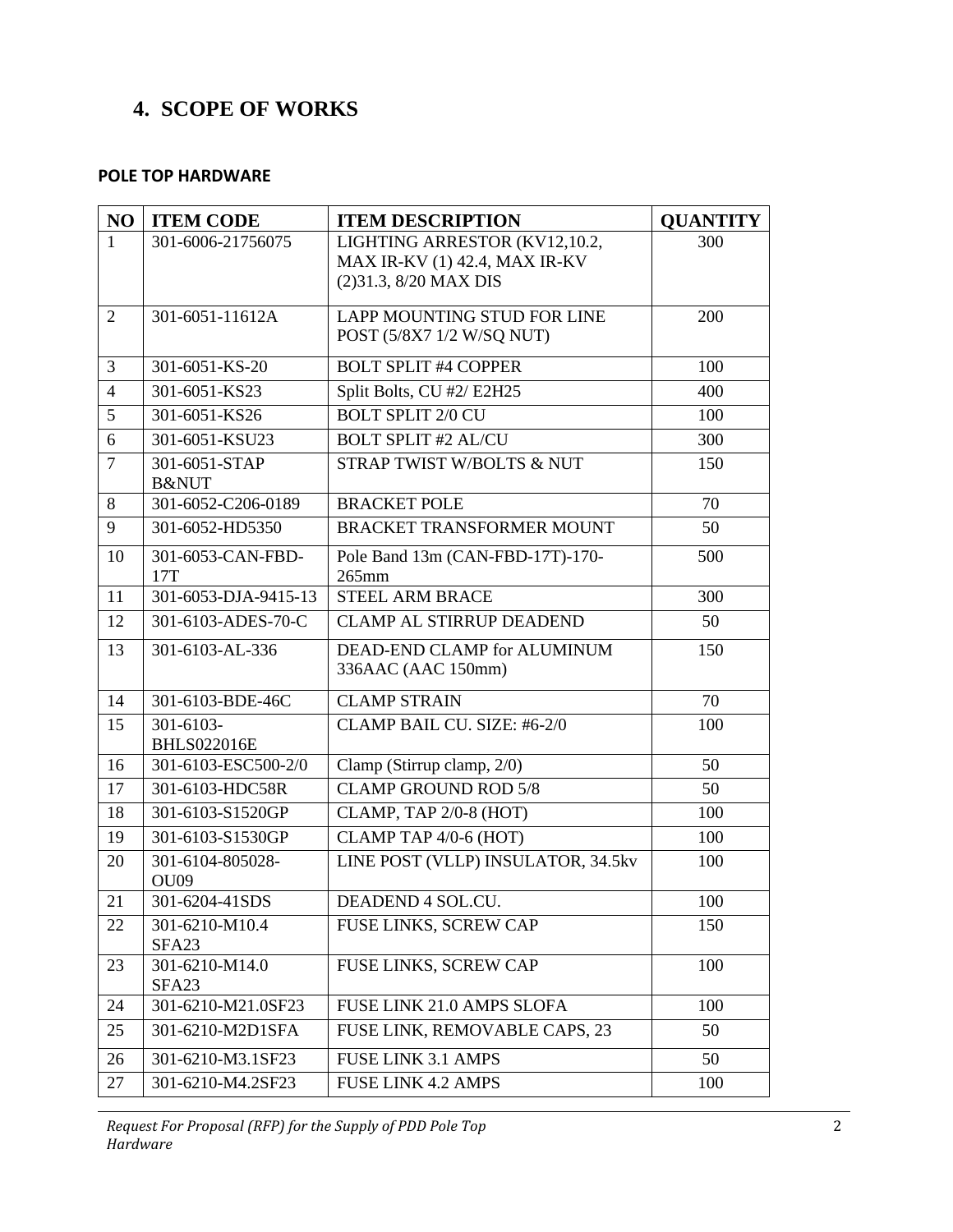## 4. SCOPE OF WORKS

### POLE TOP HARDWARE

| NO | ITEM CODE | ITEM DESCRIPTION | QUANTITY |
|---|---|---|---|
| 1 | 301-6006-21756075 | LIGHTING ARRESTOR (KV12,10.2, MAX IR-KV (1) 42.4, MAX IR-KV (2)31.3, 8/20 MAX DIS | 300 |
| 2 | 301-6051-11612A | LAPP MOUNTING STUD FOR LINE POST (5/8X7 1/2 W/SQ NUT) | 200 |
| 3 | 301-6051-KS-20 | BOLT SPLIT #4 COPPER | 100 |
| 4 | 301-6051-KS23 | Split Bolts, CU #2/ E2H25 | 400 |
| 5 | 301-6051-KS26 | BOLT SPLIT 2/0 CU | 100 |
| 6 | 301-6051-KSU23 | BOLT SPLIT #2 AL/CU | 300 |
| 7 | 301-6051-STAP B&NUT | STRAP TWIST W/BOLTS & NUT | 150 |
| 8 | 301-6052-C206-0189 | BRACKET POLE | 70 |
| 9 | 301-6052-HD5350 | BRACKET TRANSFORMER MOUNT | 50 |
| 10 | 301-6053-CAN-FBD-17T | Pole Band 13m (CAN-FBD-17T)-170-265mm | 500 |
| 11 | 301-6053-DJA-9415-13 | STEEL ARM BRACE | 300 |
| 12 | 301-6103-ADES-70-C | CLAMP AL STIRRUP DEADEND | 50 |
| 13 | 301-6103-AL-336 | DEAD-END CLAMP for ALUMINUM 336AAC (AAC 150mm) | 150 |
| 14 | 301-6103-BDE-46C | CLAMP STRAIN | 70 |
| 15 | 301-6103-BHLS022016E | CLAMP BAIL CU. SIZE: #6-2/0 | 100 |
| 16 | 301-6103-ESC500-2/0 | Clamp (Stirrup clamp, 2/0) | 50 |
| 17 | 301-6103-HDC58R | CLAMP GROUND ROD 5/8 | 50 |
| 18 | 301-6103-S1520GP | CLAMP, TAP 2/0-8 (HOT) | 100 |
| 19 | 301-6103-S1530GP | CLAMP TAP 4/0-6 (HOT) | 100 |
| 20 | 301-6104-805028-OU09 | LINE POST (VLLP) INSULATOR, 34.5kv | 100 |
| 21 | 301-6204-41SDS | DEADEND 4 SOL.CU. | 100 |
| 22 | 301-6210-M10.4 SFA23 | FUSE LINKS, SCREW CAP | 150 |
| 23 | 301-6210-M14.0 SFA23 | FUSE LINKS, SCREW CAP | 100 |
| 24 | 301-6210-M21.0SF23 | FUSE LINK 21.0 AMPS SLOFA | 100 |
| 25 | 301-6210-M2D1SFA | FUSE LINK, REMOVABLE CAPS, 23 | 50 |
| 26 | 301-6210-M3.1SF23 | FUSE LINK 3.1 AMPS | 50 |
| 27 | 301-6210-M4.2SF23 | FUSE LINK 4.2 AMPS | 100 |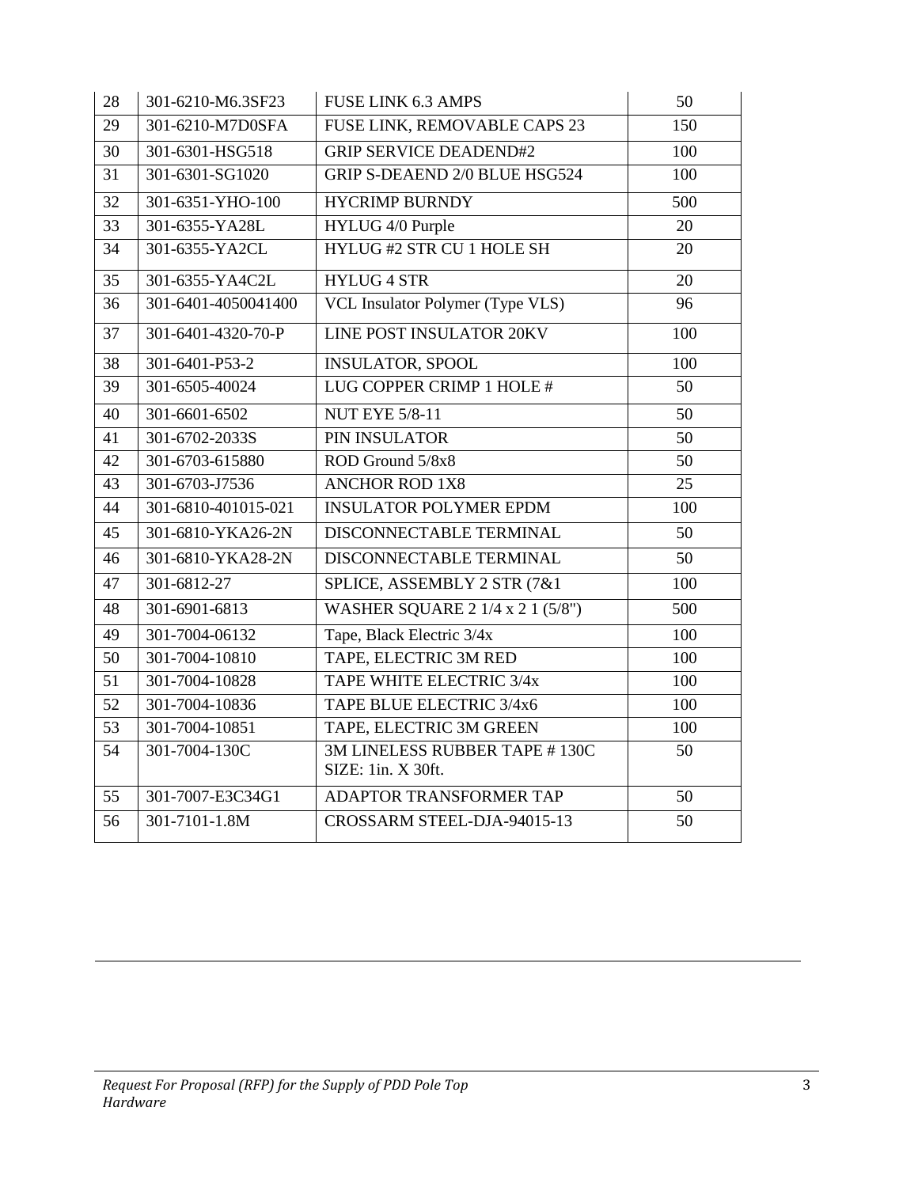| 28 | 301-6210-M6.3SF23 | FUSE LINK 6.3 AMPS | 50 |
|---|---|---|---|
| 29 | 301-6210-M7D0SFA | FUSE LINK, REMOVABLE CAPS 23 | 150 |
| 30 | 301-6301-HSG518 | GRIP SERVICE DEADEND#2 | 100 |
| 31 | 301-6301-SG1020 | GRIP S-DEAEND 2/0 BLUE HSG524 | 100 |
| 32 | 301-6351-YHO-100 | HYCRIMP BURNDY | 500 |
| 33 | 301-6355-YA28L | HYLUG 4/0 Purple | 20 |
| 34 | 301-6355-YA2CL | HYLUG #2 STR CU 1 HOLE SH | 20 |
| 35 | 301-6355-YA4C2L | HYLUG 4 STR | 20 |
| 36 | 301-6401-4050041400 | VCL Insulator Polymer (Type VLS) | 96 |
| 37 | 301-6401-4320-70-P | LINE POST INSULATOR 20KV | 100 |
| 38 | 301-6401-P53-2 | INSULATOR, SPOOL | 100 |
| 39 | 301-6505-40024 | LUG COPPER CRIMP 1 HOLE # | 50 |
| 40 | 301-6601-6502 | NUT EYE 5/8-11 | 50 |
| 41 | 301-6702-2033S | PIN INSULATOR | 50 |
| 42 | 301-6703-615880 | ROD Ground 5/8x8 | 50 |
| 43 | 301-6703-J7536 | ANCHOR ROD 1X8 | 25 |
| 44 | 301-6810-401015-021 | INSULATOR POLYMER EPDM | 100 |
| 45 | 301-6810-YKA26-2N | DISCONNECTABLE TERMINAL | 50 |
| 46 | 301-6810-YKA28-2N | DISCONNECTABLE TERMINAL | 50 |
| 47 | 301-6812-27 | SPLICE, ASSEMBLY 2 STR (7&1 | 100 |
| 48 | 301-6901-6813 | WASHER SQUARE 2 1/4 x 2 1 (5/8") | 500 |
| 49 | 301-7004-06132 | Tape, Black Electric 3/4x | 100 |
| 50 | 301-7004-10810 | TAPE, ELECTRIC 3M RED | 100 |
| 51 | 301-7004-10828 | TAPE WHITE ELECTRIC 3/4x | 100 |
| 52 | 301-7004-10836 | TAPE BLUE ELECTRIC 3/4x6 | 100 |
| 53 | 301-7004-10851 | TAPE, ELECTRIC 3M GREEN | 100 |
| 54 | 301-7004-130C | 3M LINELESS RUBBER TAPE # 130C SIZE: 1in. X 30ft. | 50 |
| 55 | 301-7007-E3C34G1 | ADAPTOR TRANSFORMER TAP | 50 |
| 56 | 301-7101-1.8M | CROSSARM STEEL-DJA-94015-13 | 50 |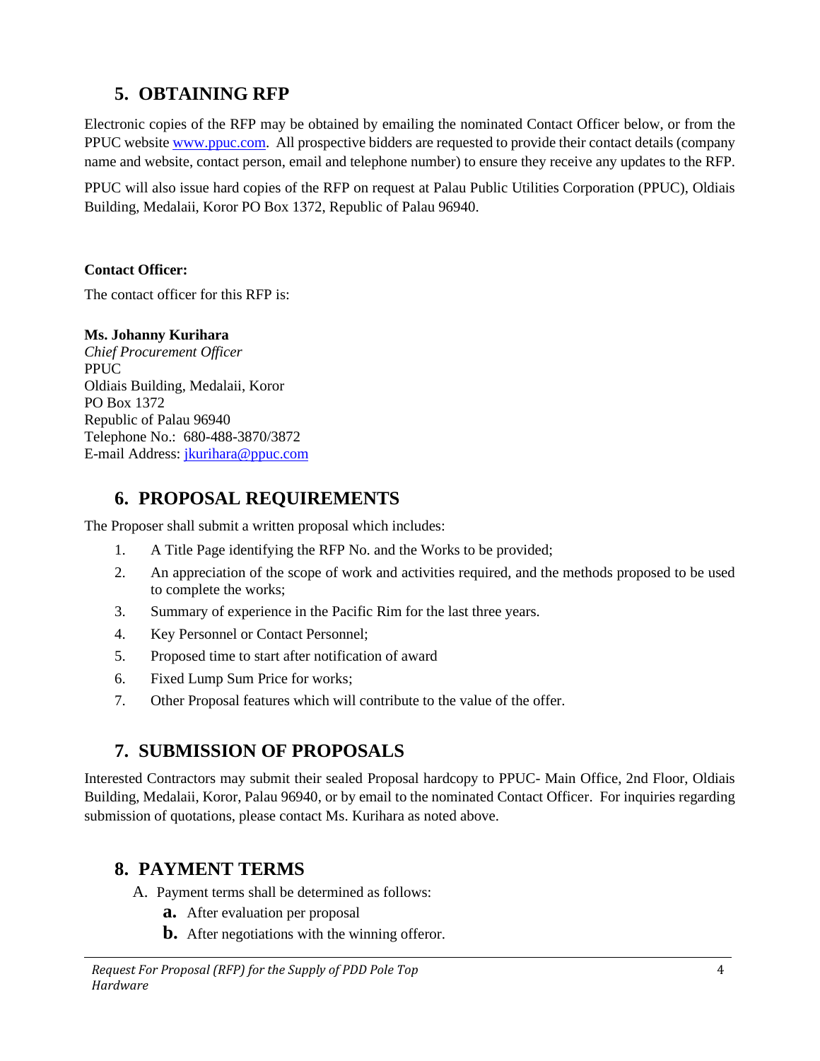## 5. OBTAINING RFP

Electronic copies of the RFP may be obtained by emailing the nominated Contact Officer below, or from the PPUC website www.ppuc.com. All prospective bidders are requested to provide their contact details (company name and website, contact person, email and telephone number) to ensure they receive any updates to the RFP.

PPUC will also issue hard copies of the RFP on request at Palau Public Utilities Corporation (PPUC), Oldiais Building, Medalaii, Koror PO Box 1372, Republic of Palau 96940.

**Contact Officer:**

The contact officer for this RFP is:

**Ms. Johanny Kurihara**
*Chief Procurement Officer*
PPUC
Oldiais Building, Medalaii, Koror
PO Box 1372
Republic of Palau 96940
Telephone No.: 680-488-3870/3872
E-mail Address: jkurihara@ppuc.com

## 6. PROPOSAL REQUIREMENTS

The Proposer shall submit a written proposal which includes:

1. A Title Page identifying the RFP No. and the Works to be provided;
2. An appreciation of the scope of work and activities required, and the methods proposed to be used to complete the works;
3. Summary of experience in the Pacific Rim for the last three years.
4. Key Personnel or Contact Personnel;
5. Proposed time to start after notification of award
6. Fixed Lump Sum Price for works;
7. Other Proposal features which will contribute to the value of the offer.

## 7. SUBMISSION OF PROPOSALS

Interested Contractors may submit their sealed Proposal hardcopy to PPUC- Main Office, 2nd Floor, Oldiais Building, Medalaii, Koror, Palau 96940, or by email to the nominated Contact Officer. For inquiries regarding submission of quotations, please contact Ms. Kurihara as noted above.

## 8. PAYMENT TERMS

A. Payment terms shall be determined as follows:

   **a.** After evaluation per proposal

   **b.** After negotiations with the winning offeror.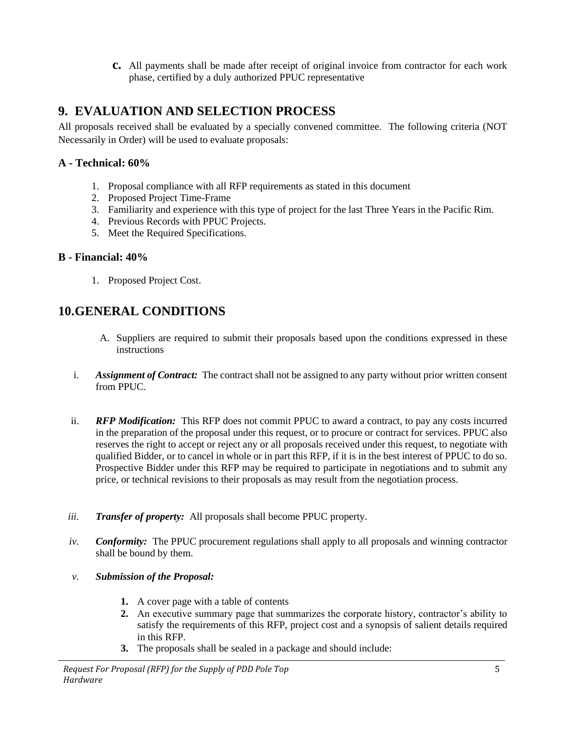**c.** All payments shall be made after receipt of original invoice from contractor for each work phase, certified by a duly authorized PPUC representative

## 9. EVALUATION AND SELECTION PROCESS

All proposals received shall be evaluated by a specially convened committee. The following criteria (NOT Necessarily in Order) will be used to evaluate proposals:

### A - Technical: 60%

1. Proposal compliance with all RFP requirements as stated in this document
2. Proposed Project Time-Frame
3. Familiarity and experience with this type of project for the last Three Years in the Pacific Rim.
4. Previous Records with PPUC Projects.
5. Meet the Required Specifications.

### B - Financial: 40%

1. Proposed Project Cost.

## 10.GENERAL CONDITIONS

A. Suppliers are required to submit their proposals based upon the conditions expressed in these instructions

i. ***Assignment of Contract:*** The contract shall not be assigned to any party without prior written consent from PPUC.

ii. ***RFP Modification:*** This RFP does not commit PPUC to award a contract, to pay any costs incurred in the preparation of the proposal under this request, or to procure or contract for services. PPUC also reserves the right to accept or reject any or all proposals received under this request, to negotiate with qualified Bidder, or to cancel in whole or in part this RFP, if it is in the best interest of PPUC to do so. Prospective Bidder under this RFP may be required to participate in negotiations and to submit any price, or technical revisions to their proposals as may result from the negotiation process.

*iii.* ***Transfer of property:*** All proposals shall become PPUC property.

*iv.* ***Conformity:*** The PPUC procurement regulations shall apply to all proposals and winning contractor shall be bound by them.

*v.* ***Submission of the Proposal:***

**1.** A cover page with a table of contents

**2.** An executive summary page that summarizes the corporate history, contractor's ability to satisfy the requirements of this RFP, project cost and a synopsis of salient details required in this RFP.

**3.** The proposals shall be sealed in a package and should include: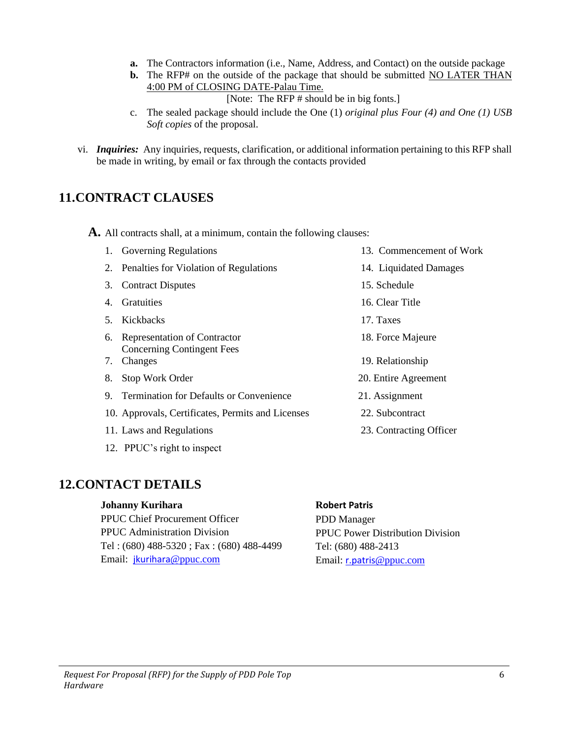a. The Contractors information (i.e., Name, Address, and Contact) on the outside package
b. The RFP# on the outside of the package that should be submitted NO LATER THAN 4:00 PM of CLOSING DATE-Palau Time.
   [Note: The RFP # should be in big fonts.]
c. The sealed package should include the One (1) *original plus Four (4) and One (1) USB Soft copies* of the proposal.

vi. ***Inquiries:*** Any inquiries, requests, clarification, or additional information pertaining to this RFP shall be made in writing, by email or fax through the contacts provided

## 11. CONTRACT CLAUSES

**A.** All contracts shall, at a minimum, contain the following clauses:

1. Governing Regulations
2. Penalties for Violation of Regulations
3. Contract Disputes
4. Gratuities
5. Kickbacks
6. Representation of Contractor Concerning Contingent Fees
7. Changes
8. Stop Work Order
9. Termination for Defaults or Convenience
10. Approvals, Certificates, Permits and Licenses
11. Laws and Regulations
12. PPUC's right to inspect
13. Commencement of Work
14. Liquidated Damages
15. Schedule
16. Clear Title
17. Taxes
18. Force Majeure
19. Relationship
20. Entire Agreement
21. Assignment
22. Subcontract
23. Contracting Officer

## 12. CONTACT DETAILS

**Johanny Kurihara**
PPUC Chief Procurement Officer
PPUC Administration Division
Tel : (680) 488-5320 ; Fax : (680) 488-4499
Email: jkurihara@ppuc.com

**Robert Patris**
PDD Manager
PPUC Power Distribution Division
Tel: (680) 488-2413
Email: r.patris@ppuc.com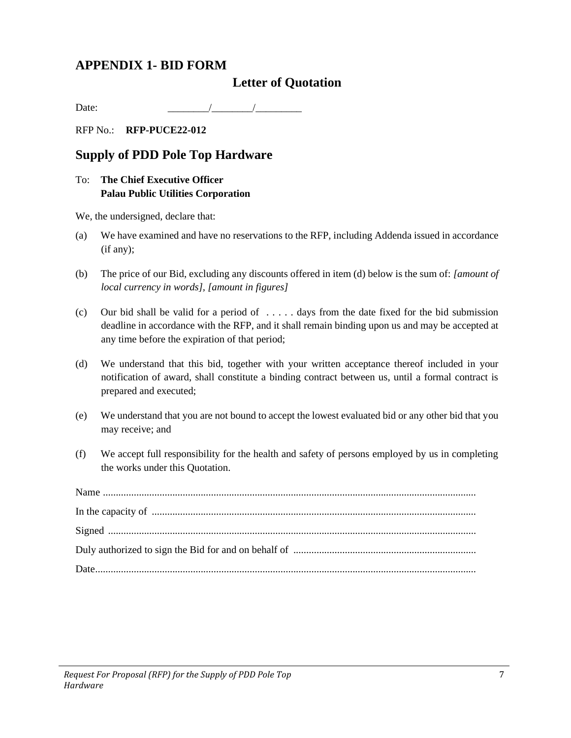# APPENDIX 1- BID FORM

## Letter of Quotation

Date: ________/________/_________

RFP No.: **RFP-PUCE22-012**

## Supply of PDD Pole Top Hardware

To: **The Chief Executive Officer**
**Palau Public Utilities Corporation**

We, the undersigned, declare that:

(a) We have examined and have no reservations to the RFP, including Addenda issued in accordance (if any);

(b) The price of our Bid, excluding any discounts offered in item (d) below is the sum of: *[amount of local currency in words], [amount in figures]*

(c) Our bid shall be valid for a period of . . . . . days from the date fixed for the bid submission deadline in accordance with the RFP, and it shall remain binding upon us and may be accepted at any time before the expiration of that period;

(d) We understand that this bid, together with your written acceptance thereof included in your notification of award, shall constitute a binding contract between us, until a formal contract is prepared and executed;

(e) We understand that you are not bound to accept the lowest evaluated bid or any other bid that you may receive; and

(f) We accept full responsibility for the health and safety of persons employed by us in completing the works under this Quotation.

Name ..................................................................................................................................

In the capacity of ..............................................................................................................

Signed ...............................................................................................................................

Duly authorized to sign the Bid for and on behalf of .......................................................................

Date....................................................................................................................................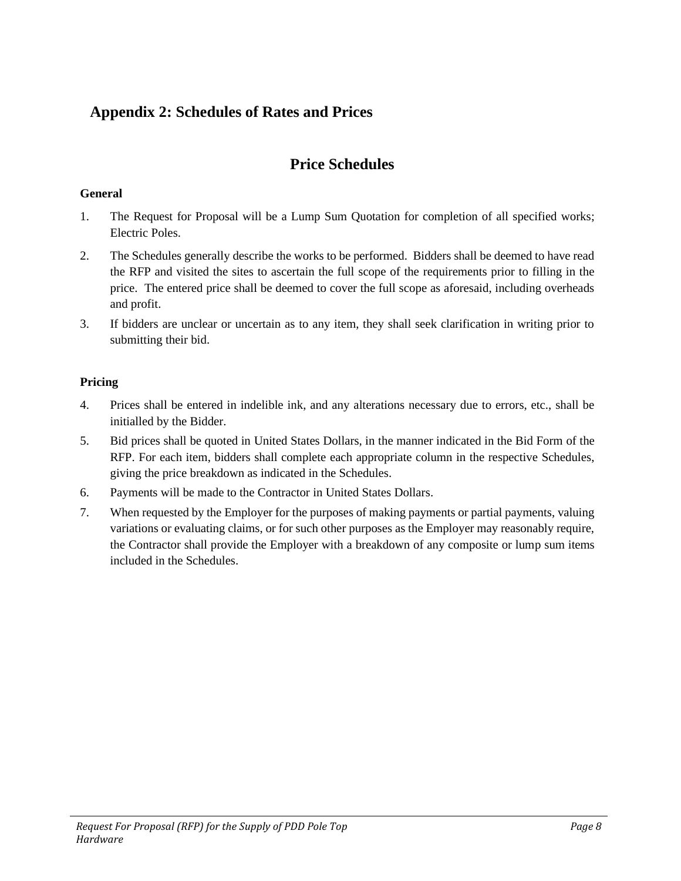## Appendix 2: Schedules of Rates and Prices

# Price Schedules

**General**

1. The Request for Proposal will be a Lump Sum Quotation for completion of all specified works; Electric Poles.
2. The Schedules generally describe the works to be performed. Bidders shall be deemed to have read the RFP and visited the sites to ascertain the full scope of the requirements prior to filling in the price. The entered price shall be deemed to cover the full scope as aforesaid, including overheads and profit.
3. If bidders are unclear or uncertain as to any item, they shall seek clarification in writing prior to submitting their bid.

**Pricing**

4. Prices shall be entered in indelible ink, and any alterations necessary due to errors, etc., shall be initialled by the Bidder.
5. Bid prices shall be quoted in United States Dollars, in the manner indicated in the Bid Form of the RFP. For each item, bidders shall complete each appropriate column in the respective Schedules, giving the price breakdown as indicated in the Schedules.
6. Payments will be made to the Contractor in United States Dollars.
7. When requested by the Employer for the purposes of making payments or partial payments, valuing variations or evaluating claims, or for such other purposes as the Employer may reasonably require, the Contractor shall provide the Employer with a breakdown of any composite or lump sum items included in the Schedules.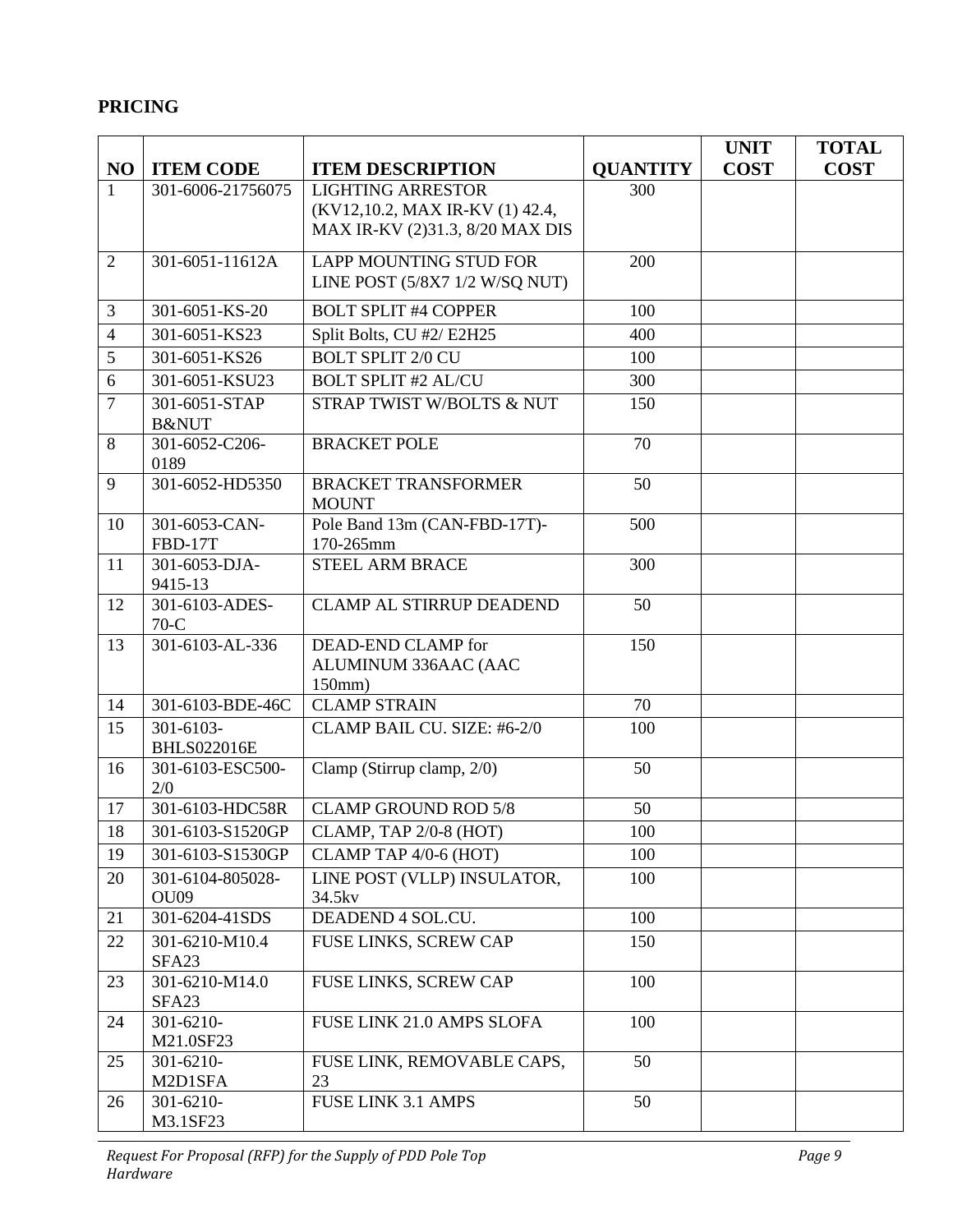**PRICING**

| NO | ITEM CODE | ITEM DESCRIPTION | QUANTITY | UNIT COST | TOTAL COST |
|---|---|---|---|---|---|
| 1 | 301-6006-21756075 | LIGHTING ARRESTOR (KV12,10.2, MAX IR-KV (1) 42.4, MAX IR-KV (2)31.3, 8/20 MAX DIS | 300 | | |
| 2 | 301-6051-11612A | LAPP MOUNTING STUD FOR LINE POST (5/8X7 1/2 W/SQ NUT) | 200 | | |
| 3 | 301-6051-KS-20 | BOLT SPLIT #4 COPPER | 100 | | |
| 4 | 301-6051-KS23 | Split Bolts, CU #2/ E2H25 | 400 | | |
| 5 | 301-6051-KS26 | BOLT SPLIT 2/0 CU | 100 | | |
| 6 | 301-6051-KSU23 | BOLT SPLIT #2 AL/CU | 300 | | |
| 7 | 301-6051-STAP B&NUT | STRAP TWIST W/BOLTS & NUT | 150 | | |
| 8 | 301-6052-C206-0189 | BRACKET POLE | 70 | | |
| 9 | 301-6052-HD5350 | BRACKET TRANSFORMER MOUNT | 50 | | |
| 10 | 301-6053-CAN-FBD-17T | Pole Band 13m (CAN-FBD-17T)-170-265mm | 500 | | |
| 11 | 301-6053-DJA-9415-13 | STEEL ARM BRACE | 300 | | |
| 12 | 301-6103-ADES-70-C | CLAMP AL STIRRUP DEADEND | 50 | | |
| 13 | 301-6103-AL-336 | DEAD-END CLAMP for ALUMINUM 336AAC (AAC 150mm) | 150 | | |
| 14 | 301-6103-BDE-46C | CLAMP STRAIN | 70 | | |
| 15 | 301-6103-BHLS022016E | CLAMP BAIL CU. SIZE: #6-2/0 | 100 | | |
| 16 | 301-6103-ESC500-2/0 | Clamp (Stirrup clamp, 2/0) | 50 | | |
| 17 | 301-6103-HDC58R | CLAMP GROUND ROD 5/8 | 50 | | |
| 18 | 301-6103-S1520GP | CLAMP, TAP 2/0-8 (HOT) | 100 | | |
| 19 | 301-6103-S1530GP | CLAMP TAP 4/0-6 (HOT) | 100 | | |
| 20 | 301-6104-805028-OU09 | LINE POST (VLLP) INSULATOR, 34.5kv | 100 | | |
| 21 | 301-6204-41SDS | DEADEND 4 SOL.CU. | 100 | | |
| 22 | 301-6210-M10.4 SFA23 | FUSE LINKS, SCREW CAP | 150 | | |
| 23 | 301-6210-M14.0 SFA23 | FUSE LINKS, SCREW CAP | 100 | | |
| 24 | 301-6210-M21.0SF23 | FUSE LINK 21.0 AMPS SLOFA | 100 | | |
| 25 | 301-6210-M2D1SFA | FUSE LINK, REMOVABLE CAPS, 23 | 50 | | |
| 26 | 301-6210-M3.1SF23 | FUSE LINK 3.1 AMPS | 50 | | |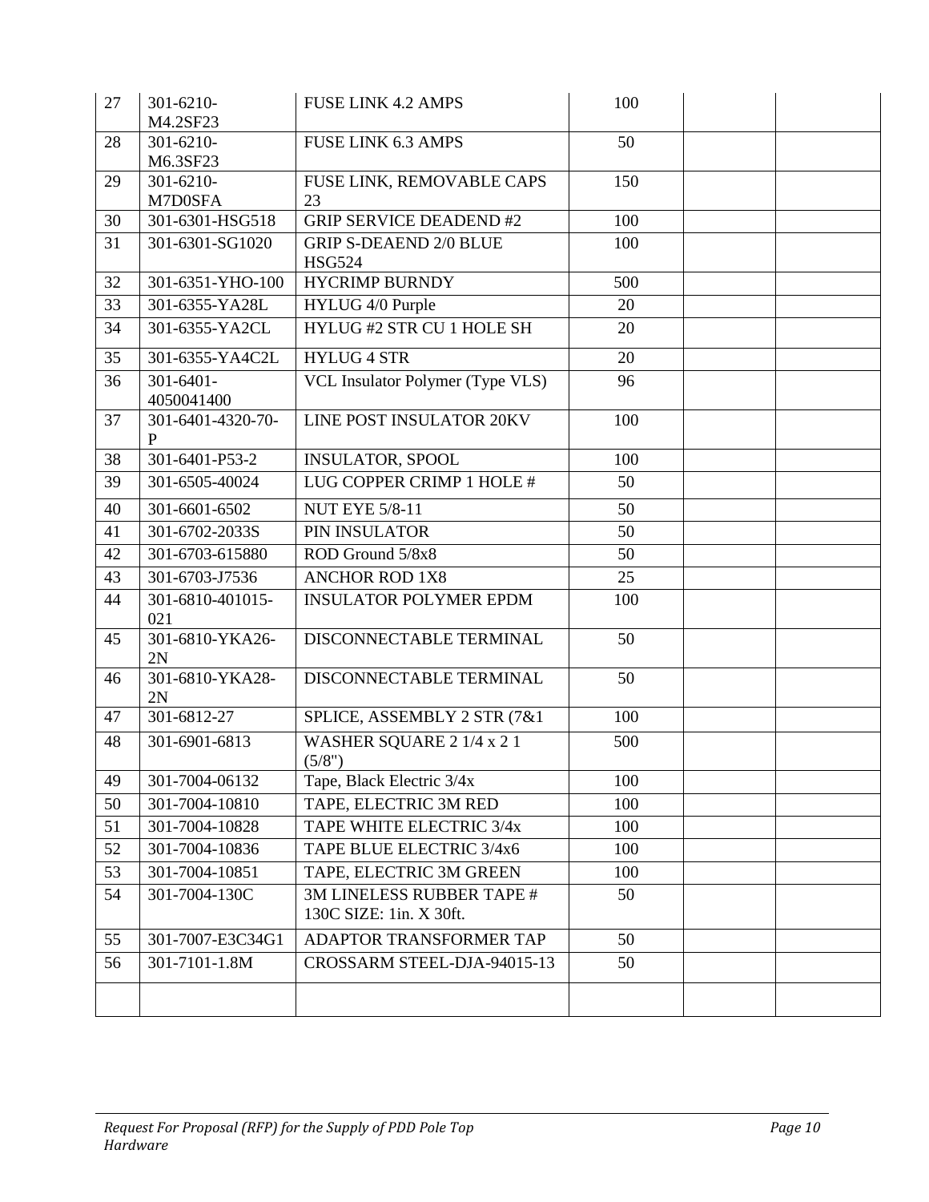| | | | | | |
|---|---|---|---|---|---|
| 27 | 301-6210-M4.2SF23 | FUSE LINK 4.2 AMPS | 100 | | |
| 28 | 301-6210-M6.3SF23 | FUSE LINK 6.3 AMPS | 50 | | |
| 29 | 301-6210-M7D0SFA | FUSE LINK, REMOVABLE CAPS 23 | 150 | | |
| 30 | 301-6301-HSG518 | GRIP SERVICE DEADEND #2 | 100 | | |
| 31 | 301-6301-SG1020 | GRIP S-DEAEND 2/0 BLUE HSG524 | 100 | | |
| 32 | 301-6351-YHO-100 | HYCRIMP BURNDY | 500 | | |
| 33 | 301-6355-YA28L | HYLUG 4/0 Purple | 20 | | |
| 34 | 301-6355-YA2CL | HYLUG #2 STR CU 1 HOLE SH | 20 | | |
| 35 | 301-6355-YA4C2L | HYLUG 4 STR | 20 | | |
| 36 | 301-6401-4050041400 | VCL Insulator Polymer (Type VLS) | 96 | | |
| 37 | 301-6401-4320-70-P | LINE POST INSULATOR 20KV | 100 | | |
| 38 | 301-6401-P53-2 | INSULATOR, SPOOL | 100 | | |
| 39 | 301-6505-40024 | LUG COPPER CRIMP 1 HOLE # | 50 | | |
| 40 | 301-6601-6502 | NUT EYE 5/8-11 | 50 | | |
| 41 | 301-6702-2033S | PIN INSULATOR | 50 | | |
| 42 | 301-6703-615880 | ROD Ground 5/8x8 | 50 | | |
| 43 | 301-6703-J7536 | ANCHOR ROD 1X8 | 25 | | |
| 44 | 301-6810-401015-021 | INSULATOR POLYMER EPDM | 100 | | |
| 45 | 301-6810-YKA26-2N | DISCONNECTABLE TERMINAL | 50 | | |
| 46 | 301-6810-YKA28-2N | DISCONNECTABLE TERMINAL | 50 | | |
| 47 | 301-6812-27 | SPLICE, ASSEMBLY 2 STR (7&1 | 100 | | |
| 48 | 301-6901-6813 | WASHER SQUARE 2 1/4 x 2 1 (5/8") | 500 | | |
| 49 | 301-7004-06132 | Tape, Black Electric 3/4x | 100 | | |
| 50 | 301-7004-10810 | TAPE, ELECTRIC 3M RED | 100 | | |
| 51 | 301-7004-10828 | TAPE WHITE ELECTRIC 3/4x | 100 | | |
| 52 | 301-7004-10836 | TAPE BLUE ELECTRIC 3/4x6 | 100 | | |
| 53 | 301-7004-10851 | TAPE, ELECTRIC 3M GREEN | 100 | | |
| 54 | 301-7004-130C | 3M LINELESS RUBBER TAPE # 130C SIZE: 1in. X 30ft. | 50 | | |
| 55 | 301-7007-E3C34G1 | ADAPTOR TRANSFORMER TAP | 50 | | |
| 56 | 301-7101-1.8M | CROSSARM STEEL-DJA-94015-13 | 50 | | |
| | | | | | |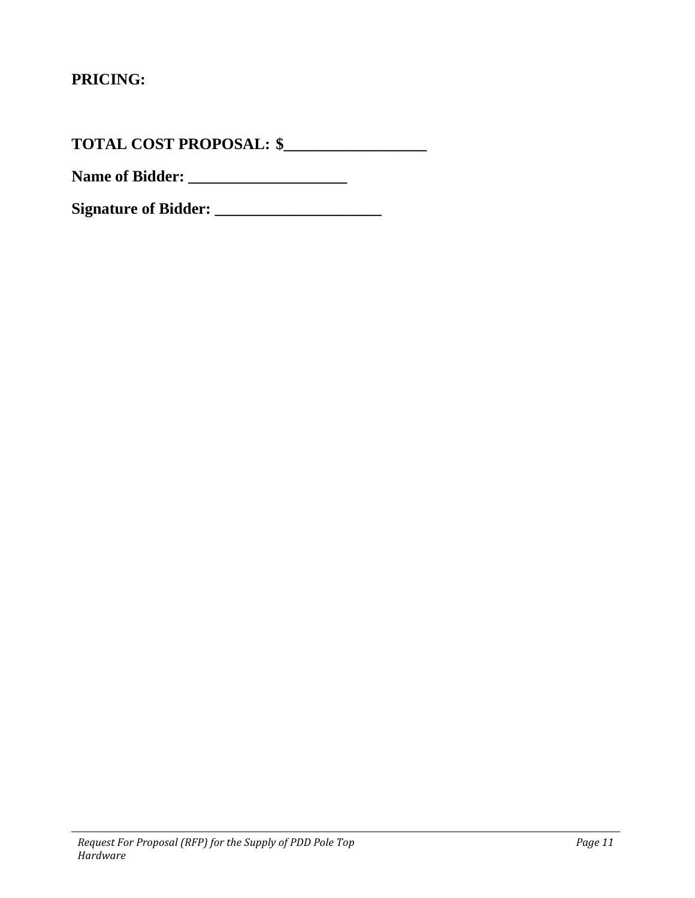**PRICING:**

**TOTAL COST PROPOSAL: $__________________**

**Name of Bidder: ____________________**

**Signature of Bidder: _____________________**